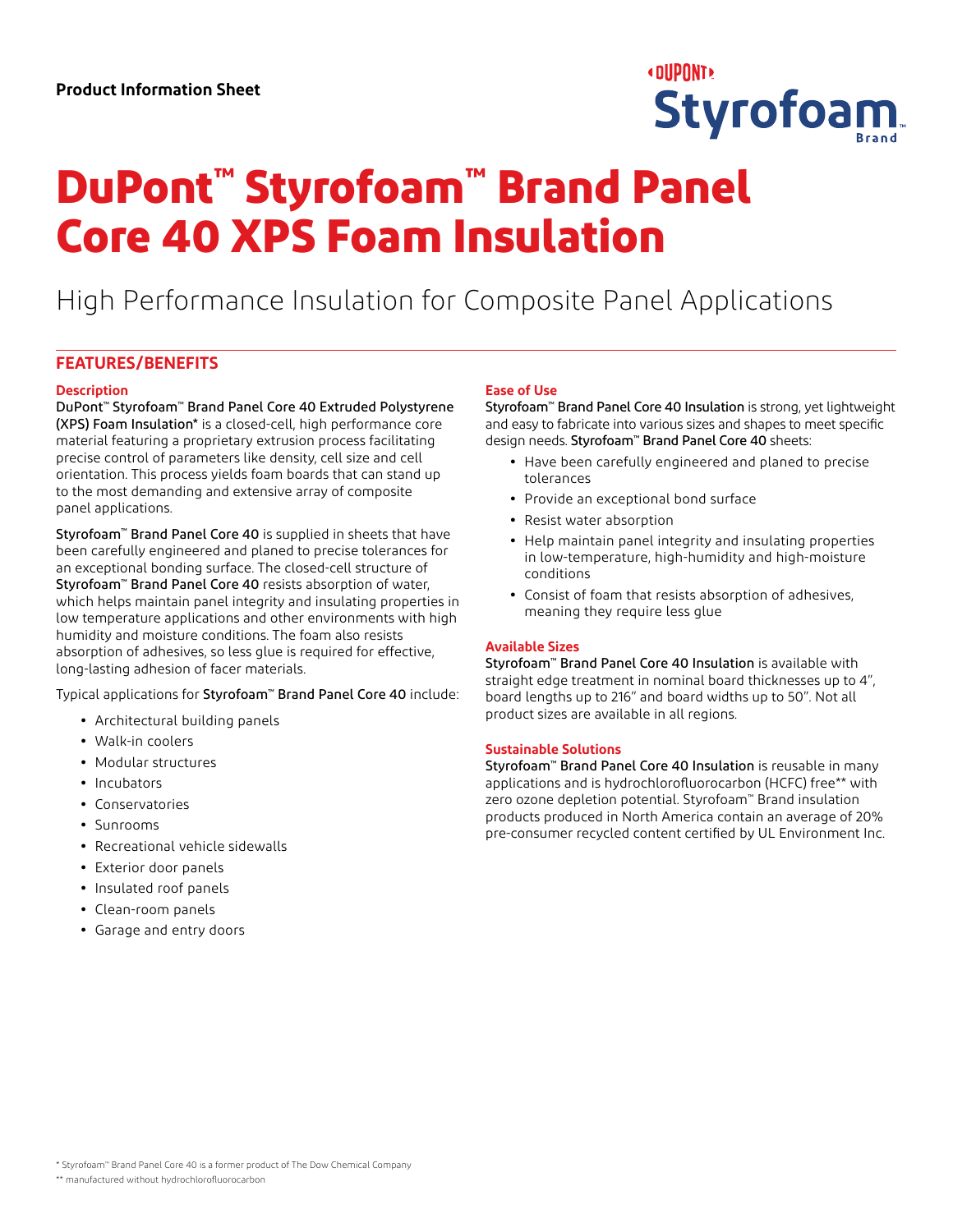**Product Information Sheet**

# DuPont™ Styrofoam™ Brand Panel Core 40 XPS Foam Insulation

High Performance Insulation for Composite Panel Applications

## FEATURES/BENEFITS

### Description

DuPont™ Styrofoam™ Brand Panel Core 40 Extruded Polystyrene (XPS) Foam Insulation* is a closed-cell, high performance core material featuring a proprietary extrusion process facilitating precise control of parameters like density, cell size and cell orientation. This process yields foam boards that can stand up to the most demanding and extensive array of composite panel applications.

Styrofoam™ Brand Panel Core 40 is supplied in sheets that have been carefully engineered and planed to precise tolerances for an exceptional bonding surface. The closed-cell structure of Styrofoam™ Brand Panel Core 40 resists absorption of water, which helps maintain panel integrity and insulating properties in low temperature applications and other environments with high humidity and moisture conditions. The foam also resists absorption of adhesives, so less glue is required for effective, long-lasting adhesion of facer materials.

Typical applications for Styrofoam™ Brand Panel Core 40 include:

- Architectural building panels
- Walk-in coolers
- Modular structures
- Incubators
- Conservatories
- Sunrooms
- Recreational vehicle sidewalls
- Exterior door panels
- Insulated roof panels
- Clean-room panels
- Garage and entry doors

### Ease of Use

Styrofoam™ Brand Panel Core 40 Insulation is strong, yet lightweight and easy to fabricate into various sizes and shapes to meet specific design needs. Styrofoam™ Brand Panel Core 40 sheets:

- Have been carefully engineered and planed to precise tolerances
- Provide an exceptional bond surface
- Resist water absorption
- Help maintain panel integrity and insulating properties in low-temperature, high-humidity and high-moisture conditions
- Consist of foam that resists absorption of adhesives, meaning they require less glue

### Available Sizes

Styrofoam™ Brand Panel Core 40 Insulation is available with straight edge treatment in nominal board thicknesses up to 4", board lengths up to 216" and board widths up to 50". Not all product sizes are available in all regions.

### Sustainable Solutions

Styrofoam™ Brand Panel Core 40 Insulation is reusable in many applications and is hydrochlorofluorocarbon (HCFC) free** with zero ozone depletion potential. Styrofoam™ Brand insulation products produced in North America contain an average of 20% pre-consumer recycled content certified by UL Environment Inc.

* Styrofoam™ Brand Panel Core 40 is a former product of The Dow Chemical Company

** manufactured without hydrochlorofluorocarbon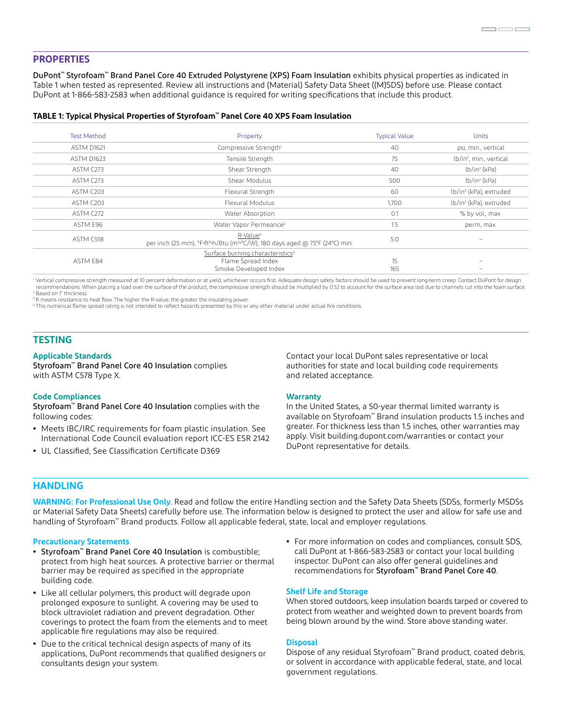## PROPERTIES

DuPont™ Styrofoam™ Brand Panel Core 40 Extruded Polystyrene (XPS) Foam Insulation exhibits physical properties as indicated in Table 1 when tested as represented. Review all instructions and (Material) Safety Data Sheet ((M)SDS) before use. Please contact DuPont at 1-866-583-2583 when additional guidance is required for writing specifications that include this product.

**TABLE 1: Typical Physical Properties of Styrofoam™ Panel Core 40 XPS Foam Insulation**

| Test Method | Property | Typical Value | Units |
|---|---|---|---|
| ASTM D1621 | Compressive Strength[1] | 40 | psi, min., vertical |
| ASTM D1623 | Tensile Strength | 75 | lb/in², min., vertical |
| ASTM C273 | Shear Strength | 40 | lb/in² (kPa) |
| ASTM C273 | Shear Modulus | 500 | lb/in² (kPa) |
| ASTM C203 | Flexural Strength | 60 | lb/in² (kPa), extruded |
| ASTM C203 | Flexural Modulus | 1,700 | lb/in² (kPa), extruded |
| ASTM C272 | Water Absorption | 0.1 | % by vol., max. |
| ASTM E96 | Water Vapor Permeance[2] | 1.5 | perm, max. |
| ASTM C518 | R-Value[3] per inch (25 mm), °F·ft²·h/Btu (m²·°C/W), 180 days aged @ 75°F (24°C) min. | 5.0 | – |
| ASTM E84 | Surface burning characteristics[4] | | |
| | Flame Spread Index | 15 | – |
| | Smoke Developed Index | 165 | – |

[1] Vertical compressive strength measured at 10 percent deformation or at yield, whichever occurs first. Adequate design safety factors should be used to prevent long-term creep. Contact DuPont for design recommendations. When placing a load over the surface of the product, the compressive strength should be multiplied by 0.52 to account for the surface area lost due to channels cut into the foam surface.
[2] Based on 1" thickness
[3] R means resistance to heat flow. The higher the R-value, the greater the insulating power.
[4] This numerical flame spread rating is not intended to reflect hazards presented by this or any other material under actual fire conditions.

## TESTING

### Applicable Standards

Styrofoam™ Brand Panel Core 40 Insulation complies with ASTM C578 Type X.

### Code Compliances

Styrofoam™ Brand Panel Core 40 Insulation complies with the following codes:

- Meets IBC/IRC requirements for foam plastic insulation. See International Code Council evaluation report ICC-ES ESR 2142
- UL Classified, See Classification Certificate D369

Contact your local DuPont sales representative or local authorities for state and local building code requirements and related acceptance.

### Warranty

In the United States, a 50-year thermal limited warranty is available on Styrofoam™ Brand insulation products 1.5 inches and greater. For thickness less than 1.5 inches, other warranties may apply. Visit building.dupont.com/warranties or contact your DuPont representative for details.

## HANDLING

**WARNING: For Professional Use Only**. Read and follow the entire Handling section and the Safety Data Sheets (SDSs, formerly MSDSs or Material Safety Data Sheets) carefully before use. The information below is designed to protect the user and allow for safe use and handling of Styrofoam™ Brand products. Follow all applicable federal, state, local and employer regulations.

### Precautionary Statements

- Styrofoam™ Brand Panel Core 40 Insulation is combustible; protect from high heat sources. A protective barrier or thermal barrier may be required as specified in the appropriate building code.
- Like all cellular polymers, this product will degrade upon prolonged exposure to sunlight. A covering may be used to block ultraviolet radiation and prevent degradation. Other coverings to protect the foam from the elements and to meet applicable fire regulations may also be required.
- Due to the critical technical design aspects of many of its applications, DuPont recommends that qualified designers or consultants design your system.
- For more information on codes and compliances, consult SDS, call DuPont at 1-866-583-2583 or contact your local building inspector. DuPont can also offer general guidelines and recommendations for Styrofoam™ Brand Panel Core 40.

### Shelf Life and Storage

When stored outdoors, keep insulation boards tarped or covered to protect from weather and weighted down to prevent boards from being blown around by the wind. Store above standing water.

### Disposal

Dispose of any residual Styrofoam™ Brand product, coated debris, or solvent in accordance with applicable federal, state, and local government regulations.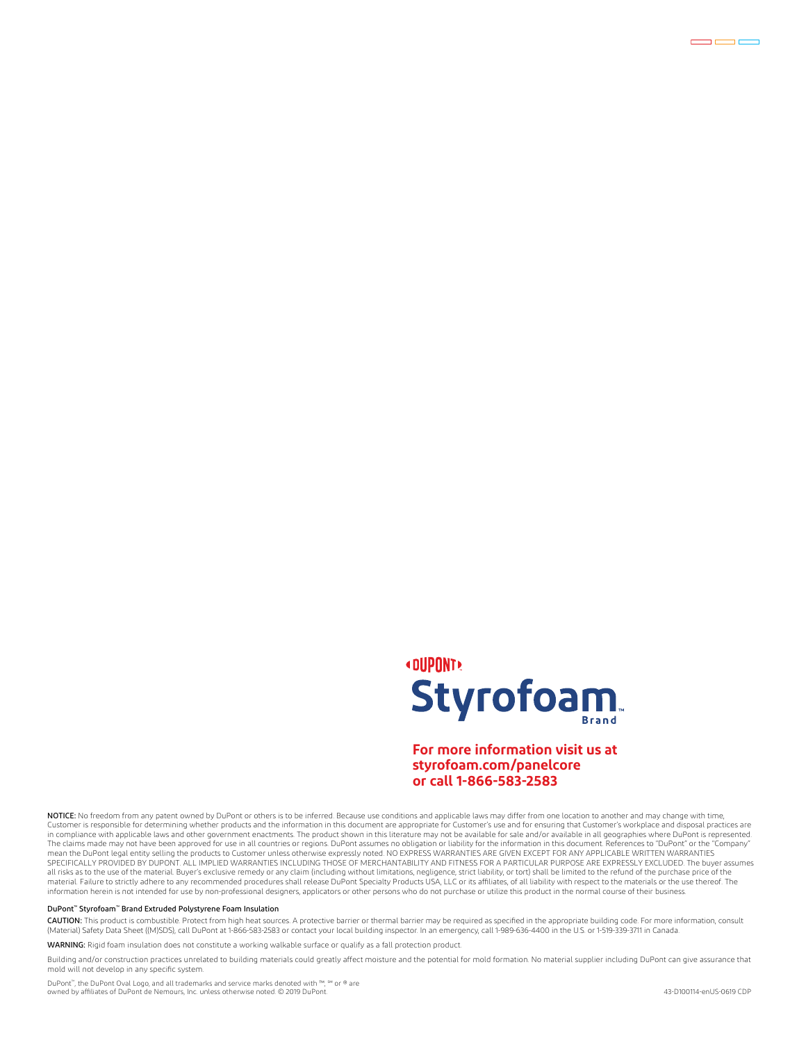DUPONT

Styrofoam™ Brand

**For more information visit us at styrofoam.com/panelcore or call 1-866-583-2583**

**NOTICE:** No freedom from any patent owned by DuPont or others is to be inferred. Because use conditions and applicable laws may differ from one location to another and may change with time, Customer is responsible for determining whether products and the information in this document are appropriate for Customer's use and for ensuring that Customer's workplace and disposal practices are in compliance with applicable laws and other government enactments. The product shown in this literature may not be available for sale and/or available in all geographies where DuPont is represented. The claims made may not have been approved for use in all countries or regions. DuPont assumes no obligation or liability for the information in this document. References to "DuPont" or the "Company" mean the DuPont legal entity selling the products to Customer unless otherwise expressly noted. NO EXPRESS WARRANTIES ARE GIVEN EXCEPT FOR ANY APPLICABLE WRITTEN WARRANTIES SPECIFICALLY PROVIDED BY DUPONT. ALL IMPLIED WARRANTIES INCLUDING THOSE OF MERCHANTABILITY AND FITNESS FOR A PARTICULAR PURPOSE ARE EXPRESSLY EXCLUDED. The buyer assumes all risks as to the use of the material. Buyer's exclusive remedy or any claim (including without limitations, negligence, strict liability, or tort) shall be limited to the refund of the purchase price of the material. Failure to strictly adhere to any recommended procedures shall release DuPont Specialty Products USA, LLC or its affiliates, of all liability with respect to the materials or the use thereof. The information herein is not intended for use by non-professional designers, applicators or other persons who do not purchase or utilize this product in the normal course of their business.

DuPont™ Styrofoam™ Brand Extruded Polystyrene Foam Insulation

**CAUTION:** This product is combustible. Protect from high heat sources. A protective barrier or thermal barrier may be required as specified in the appropriate building code. For more information, consult (Material) Safety Data Sheet ((M)SDS), call DuPont at 1-866-583-2583 or contact your local building inspector. In an emergency, call 1-989-636-4400 in the U.S. or 1-519-339-3711 in Canada.

**WARNING:** Rigid foam insulation does not constitute a working walkable surface or qualify as a fall protection product.

Building and/or construction practices unrelated to building materials could greatly affect moisture and the potential for mold formation. No material supplier including DuPont can give assurance that mold will not develop in any specific system.

DuPont™, the DuPont Oval Logo, and all trademarks and service marks denoted with ™, ℠ or ® are owned by affiliates of DuPont de Nemours, Inc. unless otherwise noted. © 2019 DuPont.

43-D100114-enUS-0619 CDP